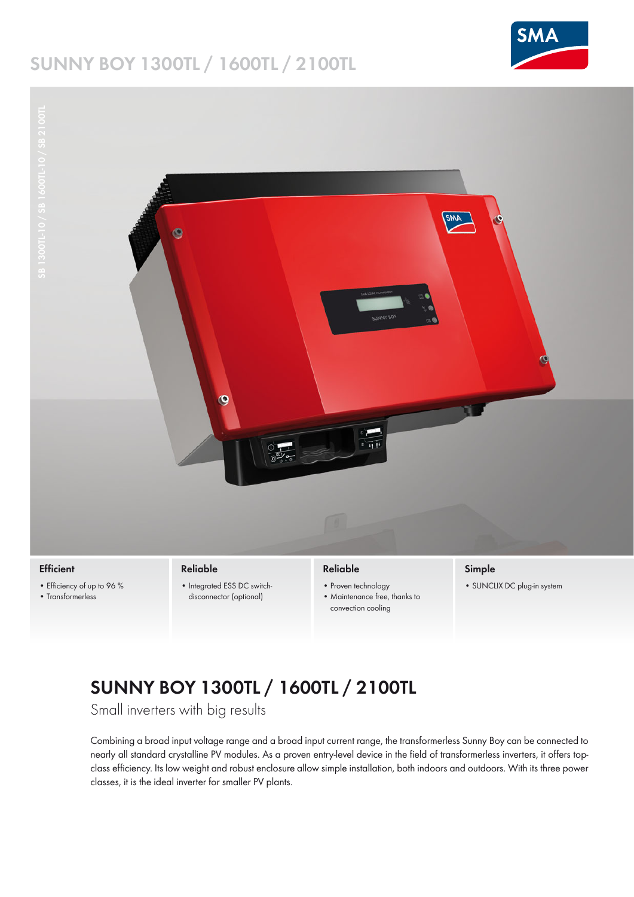# SUNNY BOY 1300TL / 1600TL / 2100TL

SB 1300TL-10 / SB 1600TL-10 / SB 2100TL

### Efficient

- Efficiency of up to 96 %
- Transformerless

### Reliable

- Integrated ESS DC switch-disconnector (optional)

### Reliable

- Proven technology
- Maintenance free, thanks to convection cooling

### Simple

- SUNCLIX DC plug-in system

## SUNNY BOY 1300TL / 1600TL / 2100TL

Small inverters with big results

Combining a broad input voltage range and a broad input current range, the transformerless Sunny Boy can be connected to nearly all standard crystalline PV modules. As a proven entry-level device in the field of transformerless inverters, it offers top-class efficiency. Its low weight and robust enclosure allow simple installation, both indoors and outdoors. With its three power classes, it is the ideal inverter for smaller PV plants.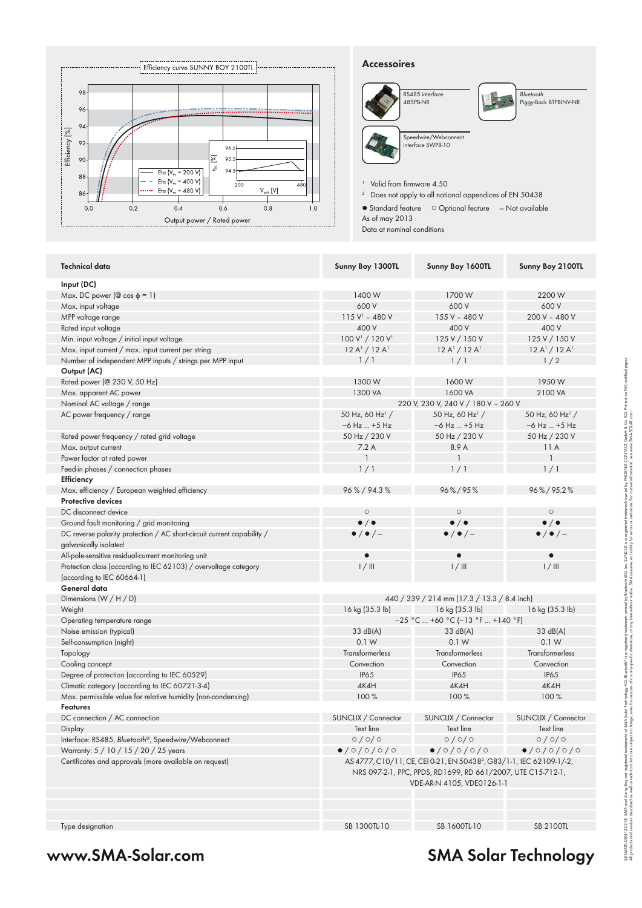Efficiency curve SUNNY BOY 2100TL

98
96
94
92
90
88
86

Efficiency [%]

0.0 0.2 0.4 0.6 0.8 1.0

Output power / Rated power

Eta ($V_{PV}$ = 200 V)
Eta ($V_{PV}$ = 400 V)
Eta ($V_{PV}$ = 480 V)

96.5
95.5
94.5
$\eta_{EU}$ [%]
200 480
$V_{MPP}$ [V]

## Accessoires

RS485 interface 485PB-NR

*Bluetooth* Piggy-Back BTPBINV-NR

Speedwire/Webconnect interface SWPB-10

[1] Valid from firmware 4.50
[2] Does not apply to all national appendices of EN 50438

● Standard feature ○ Optional feature — Not available
As of may 2013
Data at nominal conditions

| Technical data | Sunny Boy 1300TL | Sunny Boy 1600TL | Sunny Boy 2100TL |
|---|---|---|---|
| **Input (DC)** | | | |
| Max. DC power (@ cos ϕ = 1) | 1400 W | 1700 W | 2200 W |
| Max. input voltage | 600 V | 600 V | 600 V |
| MPP voltage range | 115 V[1] – 480 V | 155 V – 480 V | 200 V – 480 V |
| Rated input voltage | 400 V | 400 V | 400 V |
| Min. input voltage / initial input voltage | 100 V[1] / 120 V[1] | 125 V / 150 V | 125 V / 150 V |
| Max. input current / max. input current per string | 12 A[1] / 12 A[1] | 12 A[1] / 12 A[1] | 12 A[1] / 12 A[1] |
| Number of independent MPP inputs / strings per MPP input | 1 / 1 | 1 / 1 | 1 / 2 |
| **Output (AC)** | | | |
| Rated power (@ 230 V, 50 Hz) | 1300 W | 1600 W | 1950 W |
| Max. apparent AC power | 1300 VA | 1600 VA | 2100 VA |
| Nominal AC voltage / range | 220 V, 230 V, 240 V / 180 V – 260 V | | |
| AC power frequency / range | 50 Hz, 60 Hz[1] / −6 Hz ... +5 Hz | 50 Hz, 60 Hz[1] / −6 Hz ... +5 Hz | 50 Hz, 60 Hz[1] / −6 Hz ... +5 Hz |
| Rated power frequency / rated grid voltage | 50 Hz / 230 V | 50 Hz / 230 V | 50 Hz / 230 V |
| Max. output current | 7.2 A | 8.9 A | 11 A |
| Power factor at rated power | 1 | 1 | 1 |
| Feed-in phases / connection phases | 1 / 1 | 1 / 1 | 1 / 1 |
| **Efficiency** | | | |
| Max. efficiency / European weighted efficiency | 96 % / 94.3 % | 96 % / 95 % | 96 % / 95.2 % |
| **Protective devices** | | | |
| DC disconnect device | ○ | ○ | ○ |
| Ground fault monitoring / grid monitoring | ● / ● | ● / ● | ● / ● |
| DC reverse polarity protection / AC short-circuit current capability / galvanically isolated | ● / ● / – | ● / ● / – | ● / ● / – |
| All-pole-sensitive residual-current monitoring unit | ● | ● | ● |
| Protection class (according to IEC 62103) / overvoltage category (according to IEC 60664-1) | I / III | I / III | I / III |
| **General data** | | | |
| Dimensions (W / H / D) | 440 / 339 / 214 mm (17.3 / 13.3 / 8.4 inch) | | |
| Weight | 16 kg (35.3 lb) | 16 kg (35.3 lb) | 16 kg (35.3 lb) |
| Operating temperature range | −25 °C ... +60 °C (−13 °F ... +140 °F) | | |
| Noise emission (typical) | 33 dB(A) | 33 dB(A) | 33 dB(A) |
| Self-consumption (night) | 0.1 W | 0.1 W | 0.1 W |
| Topology | Transformerless | Transformerless | Transformerless |
| Cooling concept | Convection | Convection | Convection |
| Degree of protection (according to IEC 60529) | IP65 | IP65 | IP65 |
| Climatic category (according to IEC 60721-3-4) | 4K4H | 4K4H | 4K4H |
| Max. permissible value for relative humidity (non-condensing) | 100 % | 100 % | 100 % |
| **Features** | | | |
| DC connection / AC connection | SUNCLIX / Connector | SUNCLIX / Connector | SUNCLIX / Connector |
| Display | Text line | Text line | Text line |
| Interface: RS485, *Bluetooth*®, Speedwire/Webconnect | ○ / ○ / ○ | ○ / ○ / ○ | ○ / ○ / ○ |
| Warranty: 5 / 10 / 15 / 20 / 25 years | ● / ○ / ○ / ○ / ○ | ● / ○ / ○ / ○ / ○ | ● / ○ / ○ / ○ / ○ |
| Certificates and approvals (more available on request) | AS 4777, C10/11, CE, CEI 0-21, EN 50438[2], G83/1-1, IEC 62109-1/-2, NRS 097-2-1, PPC, PPDS, RD1699, RD 661/2007, UTE C15-712-1, VDE-AR-N 4105, VDE0126-1-1 | | |
| Type designation | SB 1300TL-10 | SB 1600TL-10 | SB 2100TL |

**www.SMA-Solar.com**

**SMA Solar Technology**

SB1600TL-DEN132318 SMA and Sunny Boy are registered trademarks of SMA Solar Technology AG. Bluetooth® is a registered trademark owned by Bluetooth SIG, Inc. SUNCLIX is a registered trademark owned by PHOENIX CONTACT GmbH & Co. KG. Printed on FSC-certified paper. All products and services described as well as technical data are subject to change, even for reasons of country-specific deviations, at any time without notice. SMA assumes no liability for errors or omissions. For current information, see www.SMA-Solar.com